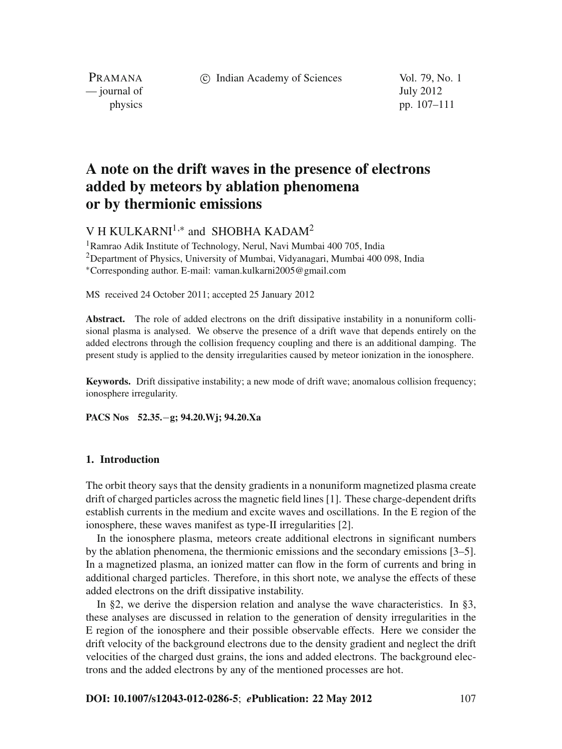# A note on the drift waves in the presence of electrons added by meteors by ablation phenomena or by thermionic emissions

V H KULKARNI[1,*] and SHOBHA KADAM[2]

[1]Ramrao Adik Institute of Technology, Nerul, Navi Mumbai 400 705, India
[2]Department of Physics, University of Mumbai, Vidyanagari, Mumbai 400 098, India
[*]Corresponding author. E-mail: vaman.kulkarni2005@gmail.com

MS received 24 October 2011; accepted 25 January 2012

**Abstract.** The role of added electrons on the drift dissipative instability in a nonuniform collisional plasma is analysed. We observe the presence of a drift wave that depends entirely on the added electrons through the collision frequency coupling and there is an additional damping. The present study is applied to the density irregularities caused by meteor ionization in the ionosphere.

**Keywords.** Drift dissipative instability; a new mode of drift wave; anomalous collision frequency; ionosphere irregularity.

**PACS Nos** 52.35.−g; 94.20.Wj; 94.20.Xa

## 1. Introduction

The orbit theory says that the density gradients in a nonuniform magnetized plasma create drift of charged particles across the magnetic field lines [1]. These charge-dependent drifts establish currents in the medium and excite waves and oscillations. In the E region of the ionosphere, these waves manifest as type-II irregularities [2].

In the ionosphere plasma, meteors create additional electrons in significant numbers by the ablation phenomena, the thermionic emissions and the secondary emissions [3–5]. In a magnetized plasma, an ionized matter can flow in the form of currents and bring in additional charged particles. Therefore, in this short note, we analyse the effects of these added electrons on the drift dissipative instability.

In §2, we derive the dispersion relation and analyse the wave characteristics. In §3, these analyses are discussed in relation to the generation of density irregularities in the E region of the ionosphere and their possible observable effects. Here we consider the drift velocity of the background electrons due to the density gradient and neglect the drift velocities of the charged dust grains, the ions and added electrons. The background electrons and the added electrons by any of the mentioned processes are hot.

**DOI: 10.1007/s12043-012-0286-5**; ***e*Publication: 22 May 2012**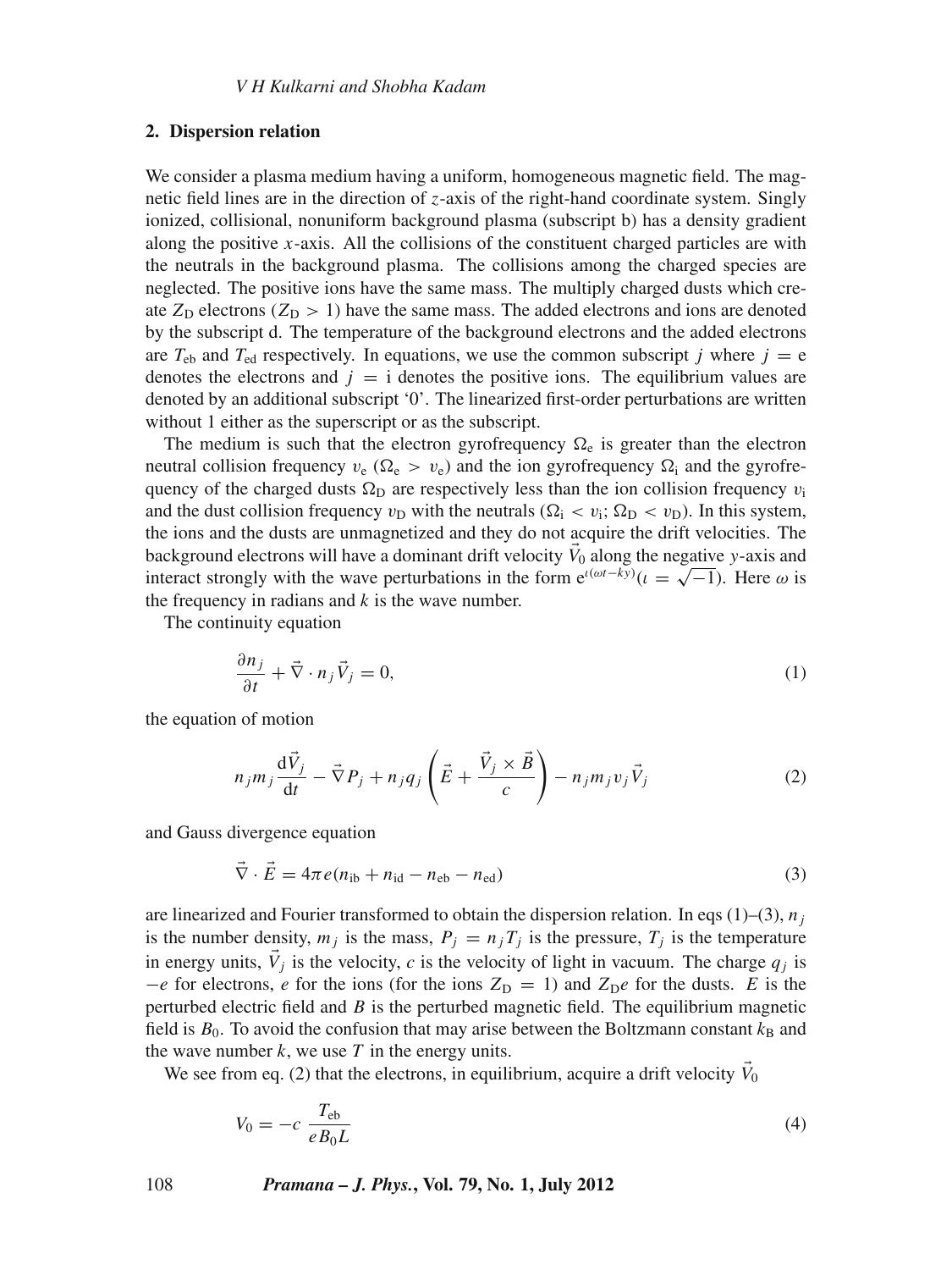## 2. Dispersion relation

We consider a plasma medium having a uniform, homogeneous magnetic field. The magnetic field lines are in the direction of $z$-axis of the right-hand coordinate system. Singly ionized, collisional, nonuniform background plasma (subscript b) has a density gradient along the positive $x$-axis. All the collisions of the constituent charged particles are with the neutrals in the background plasma. The collisions among the charged species are neglected. The positive ions have the same mass. The multiply charged dusts which create $Z_D$ electrons ($Z_D > 1$) have the same mass. The added electrons and ions are denoted by the subscript d. The temperature of the background electrons and the added electrons are $T_{eb}$ and $T_{ed}$ respectively. In equations, we use the common subscript $j$ where $j = e$ denotes the electrons and $j = i$ denotes the positive ions. The equilibrium values are denoted by an additional subscript '0'. The linearized first-order perturbations are written without 1 either as the superscript or as the subscript.

The medium is such that the electron gyrofrequency $\Omega_e$ is greater than the electron neutral collision frequency $v_e$ ($\Omega_e > v_e$) and the ion gyrofrequency $\Omega_i$ and the gyrofrequency of the charged dusts $\Omega_D$ are respectively less than the ion collision frequency $v_i$ and the dust collision frequency $v_D$ with the neutrals ($\Omega_i < v_i$; $\Omega_D < v_D$). In this system, the ions and the dusts are unmagnetized and they do not acquire the drift velocities. The background electrons will have a dominant drift velocity $\vec{V}_0$ along the negative $y$-axis and interact strongly with the wave perturbations in the form $e^{\iota(\omega t - ky)}$ ($\iota = \sqrt{-1}$). Here $\omega$ is the frequency in radians and $k$ is the wave number.

The continuity equation

$$\frac{\partial n_j}{\partial t} + \vec{\nabla} \cdot n_j \vec{V}_j = 0, \tag{1}$$

the equation of motion

$$n_j m_j \frac{\mathrm{d}\vec{V}_j}{\mathrm{d}t} - \vec{\nabla} P_j + n_j q_j \left( \vec{E} + \frac{\vec{V}_j \times \vec{B}}{c} \right) - n_j m_j v_j \vec{V}_j \tag{2}$$

and Gauss divergence equation

$$\vec{\nabla} \cdot \vec{E} = 4\pi e (n_{ib} + n_{id} - n_{eb} - n_{ed}) \tag{3}$$

are linearized and Fourier transformed to obtain the dispersion relation. In eqs (1)–(3), $n_j$ is the number density, $m_j$ is the mass, $P_j = n_j T_j$ is the pressure, $T_j$ is the temperature in energy units, $\vec{V}_j$ is the velocity, $c$ is the velocity of light in vacuum. The charge $q_j$ is $-e$ for electrons, $e$ for the ions (for the ions $Z_D = 1$) and $Z_D e$ for the dusts. $E$ is the perturbed electric field and $B$ is the perturbed magnetic field. The equilibrium magnetic field is $B_0$. To avoid the confusion that may arise between the Boltzmann constant $k_B$ and the wave number $k$, we use $T$ in the energy units.

We see from eq. (2) that the electrons, in equilibrium, acquire a drift velocity $\vec{V}_0$

$$V_0 = -c \, \frac{T_{eb}}{e B_0 L} \tag{4}$$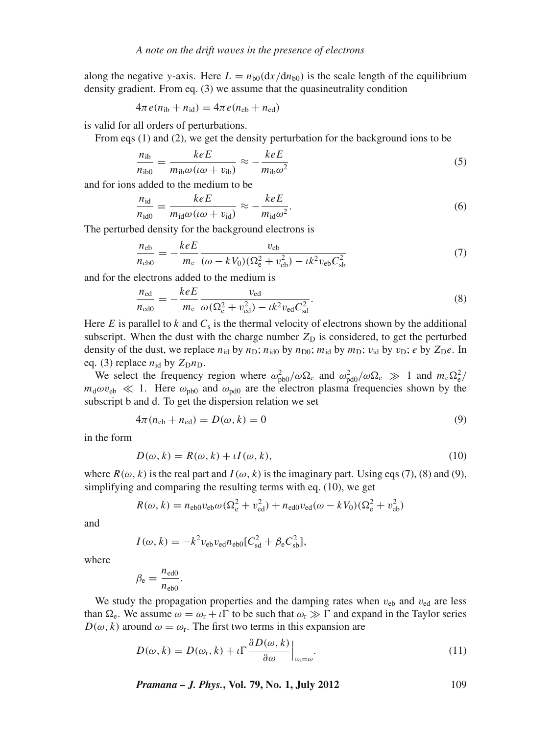along the negative $y$-axis. Here $L = n_{b0}(dx/dn_{b0})$ is the scale length of the equilibrium density gradient. From eq. (3) we assume that the quasineutrality condition

$$4\pi e(n_{ib} + n_{id}) = 4\pi e(n_{eb} + n_{ed})$$

is valid for all orders of perturbations.

From eqs (1) and (2), we get the density perturbation for the background ions to be

$$\frac{n_{ib}}{n_{ib0}} = \frac{keE}{m_{ib}\omega(\iota\omega + v_{ib})} \approx -\frac{keE}{m_{ib}\omega^2} \tag{5}$$

and for ions added to the medium to be

$$\frac{n_{id}}{n_{id0}} = \frac{keE}{m_{id}\omega(\iota\omega + v_{id})} \approx -\frac{keE}{m_{id}\omega^2}. \tag{6}$$

The perturbed density for the background electrons is

$$\frac{n_{eb}}{n_{eb0}} = -\frac{keE}{m_e}\frac{v_{eb}}{(\omega - kV_0)(\Omega_e^2 + v_{eb}^2) - \iota k^2 v_{eb} C_{sb}^2} \tag{7}$$

and for the electrons added to the medium is

$$\frac{n_{ed}}{n_{ed0}} = -\frac{keE}{m_e}\frac{v_{ed}}{\omega(\Omega_e^2 + v_{ed}^2) - \iota k^2 v_{ed} C_{sd}^2}. \tag{8}$$

Here $E$ is parallel to $k$ and $C_s$ is the thermal velocity of electrons shown by the additional subscript. When the dust with the charge number $Z_D$ is considered, to get the perturbed density of the dust, we replace $n_{id}$ by $n_D$; $n_{id0}$ by $n_{D0}$; $m_{id}$ by $m_D$; $v_{id}$ by $v_D$; $e$ by $Z_D e$. In eq. (3) replace $n_{id}$ by $Z_D n_D$.

We select the frequency region where $\omega_{pb0}^2/\omega\Omega_e$ and $\omega_{pd0}^2/\omega\Omega_e \gg 1$ and $m_e\Omega_e^2/m_d\omega v_{eb} \ll 1$. Here $\omega_{pb0}$ and $\omega_{pd0}$ are the electron plasma frequencies shown by the subscript b and d. To get the dispersion relation we set

$$4\pi(n_{eb} + n_{ed}) = D(\omega, k) = 0 \tag{9}$$

in the form

$$D(\omega, k) = R(\omega, k) + \iota I(\omega, k), \tag{10}$$

where $R(\omega, k)$ is the real part and $I(\omega, k)$ is the imaginary part. Using eqs (7), (8) and (9), simplifying and comparing the resulting terms with eq. (10), we get

$$R(\omega, k) = n_{eb0} v_{eb}\omega(\Omega_e^2 + v_{ed}^2) + n_{ed0} v_{ed}(\omega - kV_0)(\Omega_e^2 + v_{eb}^2)$$

and

$$I(\omega, k) = -k^2 v_{eb} v_{ed} n_{eb0}[C_{sd}^2 + \beta_e C_{sb}^2],$$

where

$$\beta_e = \frac{n_{ed0}}{n_{eb0}}.$$

We study the propagation properties and the damping rates when $v_{eb}$ and $v_{ed}$ are less than $\Omega_e$. We assume $\omega = \omega_r + \iota\Gamma$ to be such that $\omega_r \gg \Gamma$ and expand in the Taylor series $D(\omega, k)$ around $\omega = \omega_r$. The first two terms in this expansion are

$$D(\omega, k) = D(\omega_r, k) + \iota\Gamma \left.\frac{\partial D(\omega, k)}{\partial \omega}\right|_{\omega_r = \omega}. \tag{11}$$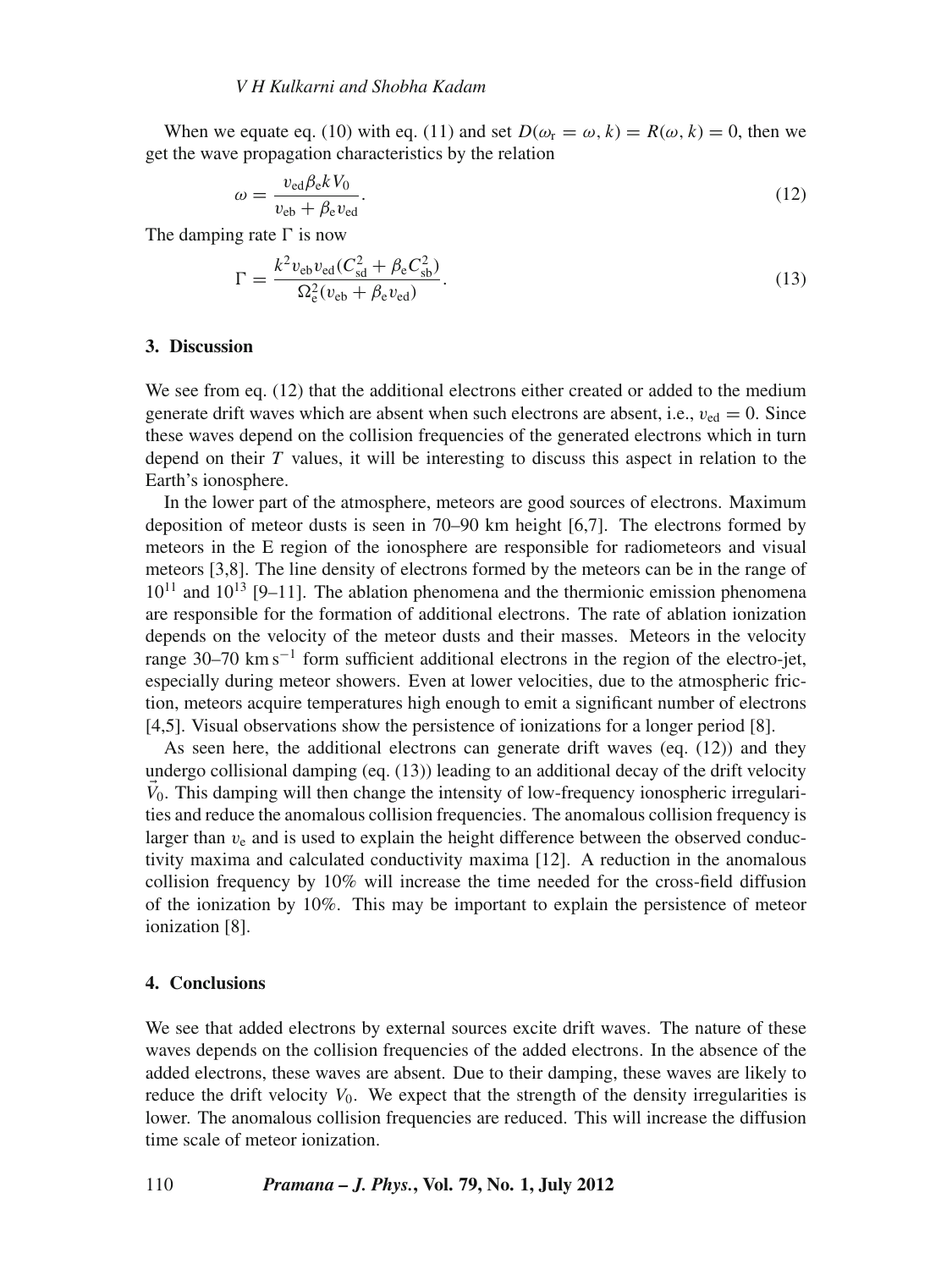When we equate eq. (10) with eq. (11) and set $D(\omega_r = \omega, k) = R(\omega, k) = 0$, then we get the wave propagation characteristics by the relation

$$\omega = \frac{v_{ed} \beta_e k V_0}{v_{eb} + \beta_e v_{ed}}. \tag{12}$$

The damping rate $\Gamma$ is now

$$\Gamma = \frac{k^2 v_{eb} v_{ed} (C_{sd}^2 + \beta_e C_{sb}^2)}{\Omega_e^2 (v_{eb} + \beta_e v_{ed})}. \tag{13}$$

## 3. Discussion

We see from eq. (12) that the additional electrons either created or added to the medium generate drift waves which are absent when such electrons are absent, i.e., $v_{ed} = 0$. Since these waves depend on the collision frequencies of the generated electrons which in turn depend on their $T$ values, it will be interesting to discuss this aspect in relation to the Earth's ionosphere.

In the lower part of the atmosphere, meteors are good sources of electrons. Maximum deposition of meteor dusts is seen in 70–90 km height [6,7]. The electrons formed by meteors in the E region of the ionosphere are responsible for radiometeors and visual meteors [3,8]. The line density of electrons formed by the meteors can be in the range of $10^{11}$ and $10^{13}$ [9–11]. The ablation phenomena and the thermionic emission phenomena are responsible for the formation of additional electrons. The rate of ablation ionization depends on the velocity of the meteor dusts and their masses. Meteors in the velocity range 30–70 km s$^{-1}$ form sufficient additional electrons in the region of the electro-jet, especially during meteor showers. Even at lower velocities, due to the atmospheric friction, meteors acquire temperatures high enough to emit a significant number of electrons [4,5]. Visual observations show the persistence of ionizations for a longer period [8].

As seen here, the additional electrons can generate drift waves (eq. (12)) and they undergo collisional damping (eq. (13)) leading to an additional decay of the drift velocity $\vec{V}_0$. This damping will then change the intensity of low-frequency ionospheric irregularities and reduce the anomalous collision frequencies. The anomalous collision frequency is larger than $v_e$ and is used to explain the height difference between the observed conductivity maxima and calculated conductivity maxima [12]. A reduction in the anomalous collision frequency by 10% will increase the time needed for the cross-field diffusion of the ionization by 10%. This may be important to explain the persistence of meteor ionization [8].

## 4. Conclusions

We see that added electrons by external sources excite drift waves. The nature of these waves depends on the collision frequencies of the added electrons. In the absence of the added electrons, these waves are absent. Due to their damping, these waves are likely to reduce the drift velocity $V_0$. We expect that the strength of the density irregularities is lower. The anomalous collision frequencies are reduced. This will increase the diffusion time scale of meteor ionization.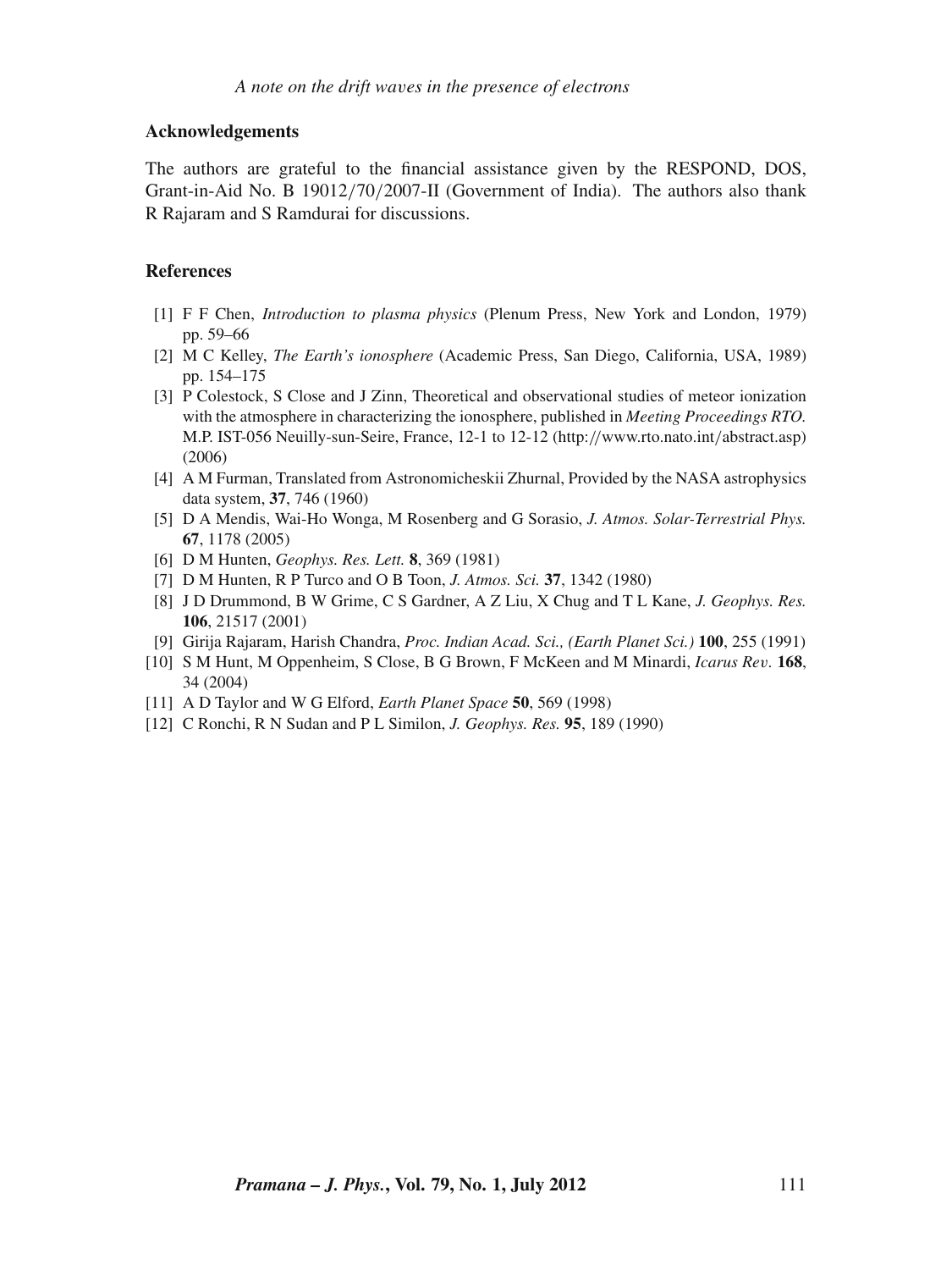## Acknowledgements

The authors are grateful to the financial assistance given by the RESPOND, DOS, Grant-in-Aid No. B 19012/70/2007-II (Government of India). The authors also thank R Rajaram and S Ramdurai for discussions.

## References

- [1] F F Chen, *Introduction to plasma physics* (Plenum Press, New York and London, 1979) pp. 59–66
- [2] M C Kelley, *The Earth's ionosphere* (Academic Press, San Diego, California, USA, 1989) pp. 154–175
- [3] P Colestock, S Close and J Zinn, Theoretical and observational studies of meteor ionization with the atmosphere in characterizing the ionosphere, published in *Meeting Proceedings RTO*. M.P. IST-056 Neuilly-sun-Seire, France, 12-1 to 12-12 (http://www.rto.nato.int/abstract.asp) (2006)
- [4] A M Furman, Translated from Astronomicheskii Zhurnal, Provided by the NASA astrophysics data system, **37**, 746 (1960)
- [5] D A Mendis, Wai-Ho Wonga, M Rosenberg and G Sorasio, *J. Atmos. Solar-Terrestrial Phys.* **67**, 1178 (2005)
- [6] D M Hunten, *Geophys. Res. Lett.* **8**, 369 (1981)
- [7] D M Hunten, R P Turco and O B Toon, *J. Atmos. Sci.* **37**, 1342 (1980)
- [8] J D Drummond, B W Grime, C S Gardner, A Z Liu, X Chug and T L Kane, *J. Geophys. Res.* **106**, 21517 (2001)
- [9] Girija Rajaram, Harish Chandra, *Proc. Indian Acad. Sci., (Earth Planet Sci.)* **100**, 255 (1991)
- [10] S M Hunt, M Oppenheim, S Close, B G Brown, F McKeen and M Minardi, *Icarus Rev.* **168**, 34 (2004)
- [11] A D Taylor and W G Elford, *Earth Planet Space* **50**, 569 (1998)
- [12] C Ronchi, R N Sudan and P L Similon, *J. Geophys. Res.* **95**, 189 (1990)